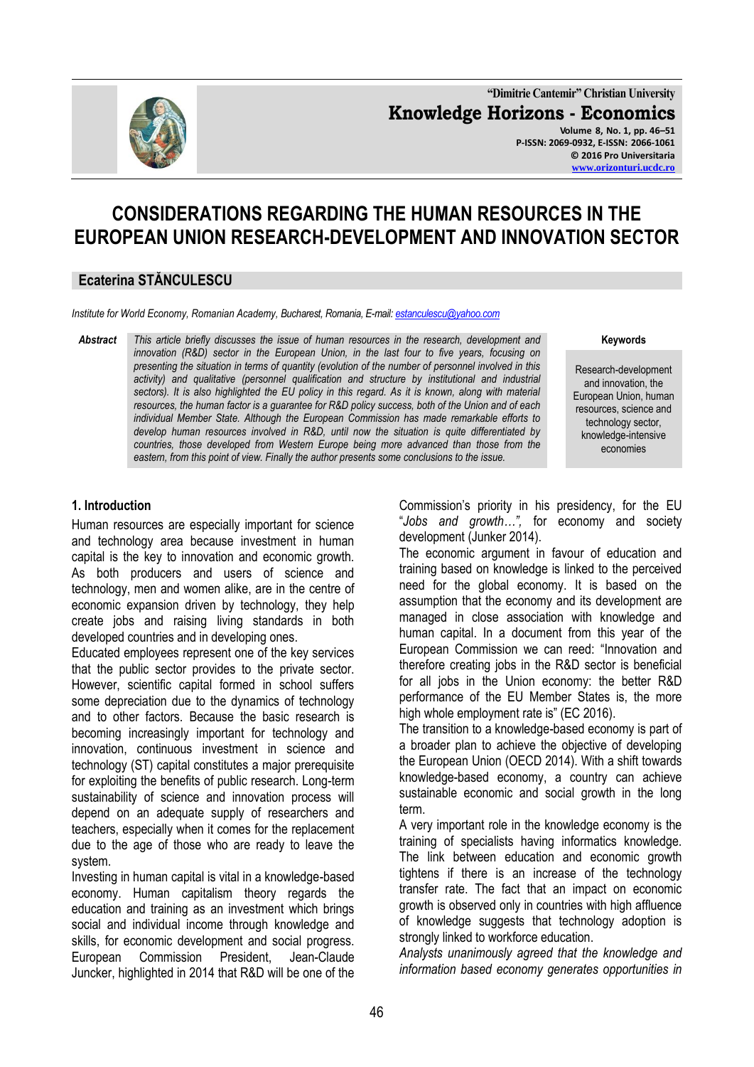# CONSIDERATIONS REGARDING THE HUMAN RESOURCES IN THE EUROPEAN UNION RESEARCH-DEVELOPMENT AND INNOVATION SECTOR

**Ecaterina STĂNCULESCU**

*Institute for World Economy, Romanian Academy, Bucharest, Romania, E-mail: estanculescu@yahoo.com*

***Abstract*** *This article briefly discusses the issue of human resources in the research, development and innovation (R&D) sector in the European Union, in the last four to five years, focusing on presenting the situation in terms of quantity (evolution of the number of personnel involved in this activity) and qualitative (personnel qualification and structure by institutional and industrial sectors). It is also highlighted the EU policy in this regard. As it is known, along with material resources, the human factor is a guarantee for R&D policy success, both of the Union and of each individual Member State. Although the European Commission has made remarkable efforts to develop human resources involved in R&D, until now the situation is quite differentiated by countries, those developed from Western Europe being more advanced than those from the eastern, from this point of view. Finally the author presents some conclusions to the issue.*

**Keywords**

Research-development and innovation, the European Union, human resources, science and technology sector, knowledge-intensive economies

## 1. Introduction

Human resources are especially important for science and technology area because investment in human capital is the key to innovation and economic growth. As both producers and users of science and technology, men and women alike, are in the centre of economic expansion driven by technology, they help create jobs and raising living standards in both developed countries and in developing ones.

Educated employees represent one of the key services that the public sector provides to the private sector. However, scientific capital formed in school suffers some depreciation due to the dynamics of technology and to other factors. Because the basic research is becoming increasingly important for technology and innovation, continuous investment in science and technology (ST) capital constitutes a major prerequisite for exploiting the benefits of public research. Long-term sustainability of science and innovation process will depend on an adequate supply of researchers and teachers, especially when it comes for the replacement due to the age of those who are ready to leave the system.

Investing in human capital is vital in a knowledge-based economy. Human capitalism theory regards the education and training as an investment which brings social and individual income through knowledge and skills, for economic development and social progress. European Commission President, Jean-Claude Juncker, highlighted in 2014 that R&D will be one of the Commission's priority in his presidency, for the EU "*Jobs and growth…",* for economy and society development (Junker 2014).

The economic argument in favour of education and training based on knowledge is linked to the perceived need for the global economy. It is based on the assumption that the economy and its development are managed in close association with knowledge and human capital. In a document from this year of the European Commission we can read: "Innovation and therefore creating jobs in the R&D sector is beneficial for all jobs in the Union economy: the better R&D performance of the EU Member States is, the more high whole employment rate is" (EC 2016).

The transition to a knowledge-based economy is part of a broader plan to achieve the objective of developing the European Union (OECD 2014). With a shift towards knowledge-based economy, a country can achieve sustainable economic and social growth in the long term.

A very important role in the knowledge economy is the training of specialists having informatics knowledge. The link between education and economic growth tightens if there is an increase of the technology transfer rate. The fact that an impact on economic growth is observed only in countries with high affluence of knowledge suggests that technology adoption is strongly linked to workforce education.

*Analysts unanimously agreed that the knowledge and information based economy generates opportunities in*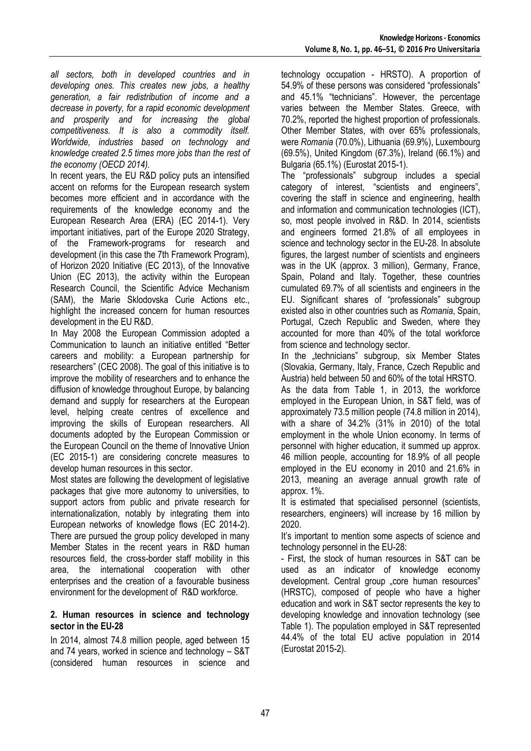*all sectors, both in developed countries and in developing ones. This creates new jobs, a healthy generation, a fair redistribution of income and a decrease in poverty, for a rapid economic development and prosperity and for increasing the global competitiveness. It is also a commodity itself. Worldwide, industries based on technology and knowledge created 2.5 times more jobs than the rest of the economy (OECD 2014).*

In recent years, the EU R&D policy puts an intensified accent on reforms for the European research system becomes more efficient and in accordance with the requirements of the knowledge economy and the European Research Area (ERA) (EC 2014-1). Very important initiatives, part of the Europe 2020 Strategy, of the Framework-programs for research and development (in this case the 7th Framework Program), of Horizon 2020 Initiative (EC 2013), of the Innovative Union (EC 2013), the activity within the European Research Council, the Scientific Advice Mechanism (SAM), the Marie Sklodovska Curie Actions etc., highlight the increased concern for human resources development in the EU R&D.

In May 2008 the European Commission adopted a Communication to launch an initiative entitled "Better careers and mobility: a European partnership for researchers" (CEC 2008). The goal of this initiative is to improve the mobility of researchers and to enhance the diffusion of knowledge throughout Europe, by balancing demand and supply for researchers at the European level, helping create centres of excellence and improving the skills of European researchers. All documents adopted by the European Commission or the European Council on the theme of Innovative Union (EC 2015-1) are considering concrete measures to develop human resources in this sector.

Most states are following the development of legislative packages that give more autonomy to universities, to support actors from public and private research for internationalization, notably by integrating them into European networks of knowledge flows (EC 2014-2). There are pursued the group policy developed in many Member States in the recent years in R&D human resources field, the cross-border staff mobility in this area, the international cooperation with other enterprises and the creation of a favourable business environment for the development of R&D workforce.

## 2. Human resources in science and technology sector in the EU-28

In 2014, almost 74.8 million people, aged between 15 and 74 years, worked in science and technology – S&T (considered human resources in science and technology occupation - HRSTO). A proportion of 54.9% of these persons was considered "professionals" and 45.1% "technicians". However, the percentage varies between the Member States. Greece, with 70.2%, reported the highest proportion of professionals. Other Member States, with over 65% professionals, were *Romania* (70.0%), Lithuania (69.9%), Luxembourg (69.5%), United Kingdom (67.3%), Ireland (66.1%) and Bulgaria (65.1%) (Eurostat 2015-1).

The "professionals" subgroup includes a special category of interest, "scientists and engineers", covering the staff in science and engineering, health and information and communication technologies (ICT), so, most people involved in R&D. In 2014, scientists and engineers formed 21.8% of all employees in science and technology sector in the EU-28. In absolute figures, the largest number of scientists and engineers was in the UK (approx. 3 million), Germany, France, Spain, Poland and Italy. Together, these countries cumulated 69.7% of all scientists and engineers in the EU. Significant shares of "professionals" subgroup existed also in other countries such as *Romania*, Spain, Portugal, Czech Republic and Sweden, where they accounted for more than 40% of the total workforce from science and technology sector.

In the „technicians" subgroup, six Member States (Slovakia, Germany, Italy, France, Czech Republic and Austria) held between 50 and 60% of the total HRSTO.

As the data from Table 1, in 2013, the workforce employed in the European Union, in S&T field, was of approximately 73.5 million people (74.8 million in 2014), with a share of 34.2% (31% in 2010) of the total employment in the whole Union economy. In terms of personnel with higher education, it summed up approx. 46 million people, accounting for 18.9% of all people employed in the EU economy in 2010 and 21.6% in 2013, meaning an average annual growth rate of approx. 1%.

It is estimated that specialised personnel (scientists, researchers, engineers) will increase by 16 million by 2020.

It's important to mention some aspects of science and technology personnel in the EU-28:

- First, the stock of human resources in S&T can be used as an indicator of knowledge economy development. Central group „core human resources" (HRSTC), composed of people who have a higher education and work in S&T sector represents the key to developing knowledge and innovation technology (see Table 1). The population employed in S&T represented 44.4% of the total EU active population in 2014 (Eurostat 2015-2).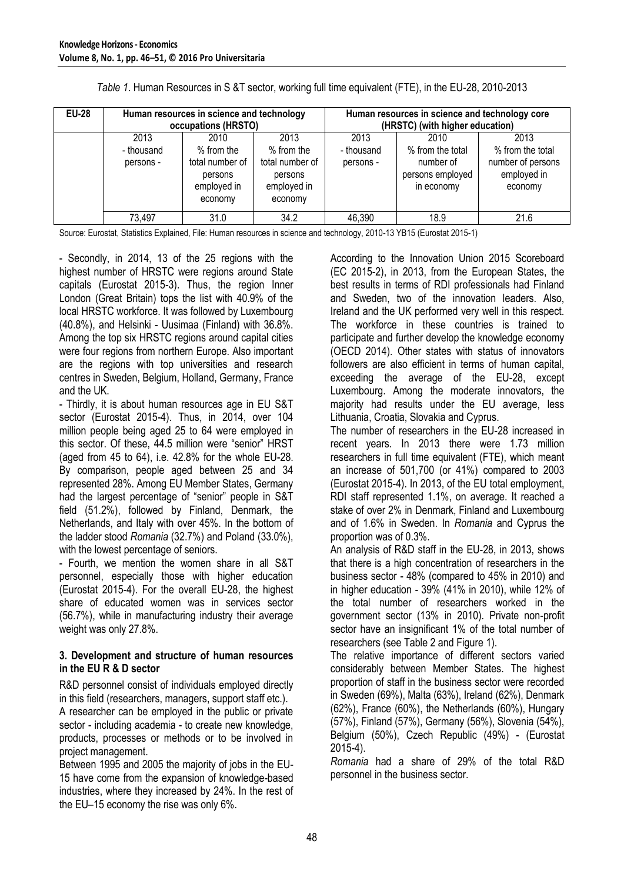*Table 1*. Human Resources in S &T sector, working full time equivalent (FTE), in the EU-28, 2010-2013

| EU-28 | Human resources in science and technology occupations (HRSTO) | | | Human resources in science and technology core (HRSTC) (with higher education) | | |
|---|---|---|---|---|---|---|
| | 2013 - thousand persons - | 2010 % from the total number of persons employed in economy | 2013 % from the total number of persons employed in economy | 2013 - thousand persons - | 2010 % from the total number of persons employed in economy | 2013 % from the total number of persons employed in economy |
| | 73,497 | 31.0 | 34.2 | 46,390 | 18.9 | 21.6 |

Source: Eurostat, Statistics Explained, File: Human resources in science and technology, 2010-13 YB15 (Eurostat 2015-1)

- Secondly, in 2014, 13 of the 25 regions with the highest number of HRSTC were regions around State capitals (Eurostat 2015-3). Thus, the region Inner London (Great Britain) tops the list with 40.9% of the local HRSTC workforce. It was followed by Luxembourg (40.8%), and Helsinki - Uusimaa (Finland) with 36.8%. Among the top six HRSTC regions around capital cities were four regions from northern Europe. Also important are the regions with top universities and research centres in Sweden, Belgium, Holland, Germany, France and the UK.

- Thirdly, it is about human resources age in EU S&T sector (Eurostat 2015-4). Thus, in 2014, over 104 million people being aged 25 to 64 were employed in this sector. Of these, 44.5 million were "senior" HRST (aged from 45 to 64), i.e. 42.8% for the whole EU-28. By comparison, people aged between 25 and 34 represented 28%. Among EU Member States, Germany had the largest percentage of "senior" people in S&T field (51.2%), followed by Finland, Denmark, the Netherlands, and Italy with over 45%. In the bottom of the ladder stood *Romania* (32.7%) and Poland (33.0%), with the lowest percentage of seniors.

- Fourth, we mention the women share in all S&T personnel, especially those with higher education (Eurostat 2015-4). For the overall EU-28, the highest share of educated women was in services sector (56.7%), while in manufacturing industry their average weight was only 27.8%.

### 3. Development and structure of human resources in the EU R & D sector

R&D personnel consist of individuals employed directly in this field (researchers, managers, support staff etc.).

A researcher can be employed in the public or private sector - including academia - to create new knowledge, products, processes or methods or to be involved in project management.

Between 1995 and 2005 the majority of jobs in the EU-15 have come from the expansion of knowledge-based industries, where they increased by 24%. In the rest of the EU–15 economy the rise was only 6%.

According to the Innovation Union 2015 Scoreboard (EC 2015-2), in 2013, from the European States, the best results in terms of RDI professionals had Finland and Sweden, two of the innovation leaders. Also, Ireland and the UK performed very well in this respect. The workforce in these countries is trained to participate and further develop the knowledge economy (OECD 2014). Other states with status of innovators followers are also efficient in terms of human capital, exceeding the average of the EU-28, except Luxembourg. Among the moderate innovators, the majority had results under the EU average, less Lithuania, Croatia, Slovakia and Cyprus.

The number of researchers in the EU-28 increased in recent years. In 2013 there were 1.73 million researchers in full time equivalent (FTE), which meant an increase of 501,700 (or 41%) compared to 2003 (Eurostat 2015-4). In 2013, of the EU total employment, RDI staff represented 1.1%, on average. It reached a stake of over 2% in Denmark, Finland and Luxembourg and of 1.6% in Sweden. In *Romania* and Cyprus the proportion was of 0.3%.

An analysis of R&D staff in the EU-28, in 2013, shows that there is a high concentration of researchers in the business sector - 48% (compared to 45% in 2010) and in higher education - 39% (41% in 2010), while 12% of the total number of researchers worked in the government sector (13% in 2010). Private non-profit sector have an insignificant 1% of the total number of researchers (see Table 2 and Figure 1).

The relative importance of different sectors varied considerably between Member States. The highest proportion of staff in the business sector were recorded in Sweden (69%), Malta (63%), Ireland (62%), Denmark (62%), France (60%), the Netherlands (60%), Hungary (57%), Finland (57%), Germany (56%), Slovenia (54%), Belgium (50%), Czech Republic (49%) - (Eurostat 2015-4).

*Romania* had a share of 29% of the total R&D personnel in the business sector.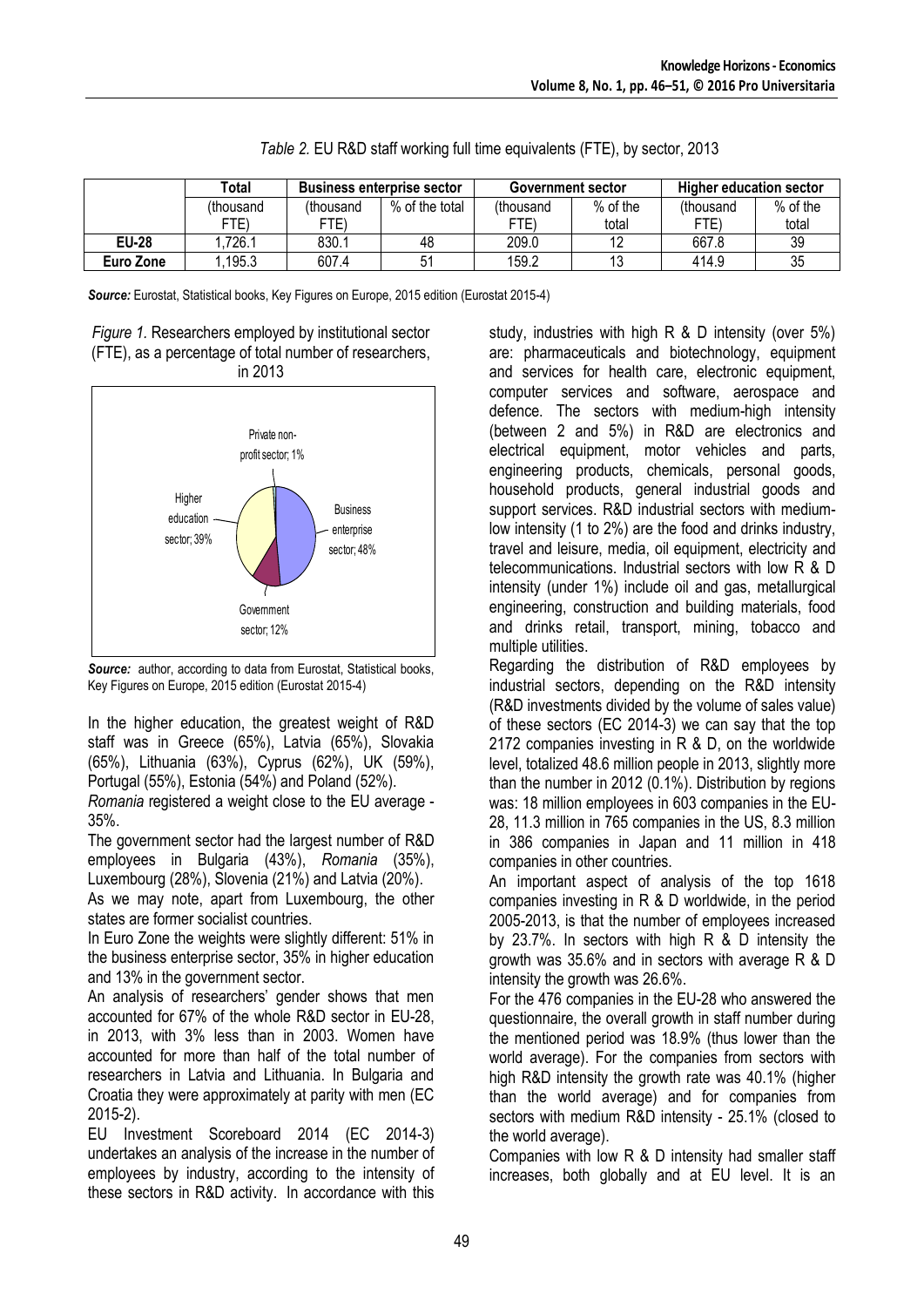*Table 2.* EU R&D staff working full time equivalents (FTE), by sector, 2013

| | Total | Business enterprise sector | | Government sector | | Higher education sector | |
|---|---|---|---|---|---|---|---|
| | (thousand FTE) | (thousand FTE) | % of the total | (thousand FTE) | % of the total | (thousand FTE) | % of the total |
| **EU-28** | 1,726.1 | 830.1 | 48 | 209.0 | 12 | 667.8 | 39 |
| **Euro Zone** | 1,195.3 | 607.4 | 51 | 159.2 | 13 | 414.9 | 35 |

***Source:*** Eurostat, Statistical books, Key Figures on Europe, 2015 edition (Eurostat 2015-4)

*Figure 1.* Researchers employed by institutional sector (FTE), as a percentage of total number of researchers, in 2013

Private non-profit sector; 1%
Business enterprise sector; 48%
Government sector; 12%
Higher education sector; 39%

***Source:*** author, according to data from Eurostat, Statistical books, Key Figures on Europe, 2015 edition (Eurostat 2015-4)

In the higher education, the greatest weight of R&D staff was in Greece (65%), Latvia (65%), Slovakia (65%), Lithuania (63%), Cyprus (62%), UK (59%), Portugal (55%), Estonia (54%) and Poland (52%).

*Romania* registered a weight close to the EU average - 35%.

The government sector had the largest number of R&D employees in Bulgaria (43%), *Romania* (35%), Luxembourg (28%), Slovenia (21%) and Latvia (20%).

As we may note, apart from Luxembourg, the other states are former socialist countries.

In Euro Zone the weights were slightly different: 51% in the business enterprise sector, 35% in higher education and 13% in the government sector.

An analysis of researchers' gender shows that men accounted for 67% of the whole R&D sector in EU-28, in 2013, with 3% less than in 2003. Women have accounted for more than half of the total number of researchers in Latvia and Lithuania. In Bulgaria and Croatia they were approximately at parity with men (EC 2015-2).

EU Investment Scoreboard 2014 (EC 2014-3) undertakes an analysis of the increase in the number of employees by industry, according to the intensity of these sectors in R&D activity. In accordance with this study, industries with high R & D intensity (over 5%) are: pharmaceuticals and biotechnology, equipment and services for health care, electronic equipment, computer services and software, aerospace and defence. The sectors with medium-high intensity (between 2 and 5%) in R&D are electronics and electrical equipment, motor vehicles and parts, engineering products, chemicals, personal goods, household products, general industrial goods and support services. R&D industrial sectors with medium-low intensity (1 to 2%) are the food and drinks industry, travel and leisure, media, oil equipment, electricity and telecommunications. Industrial sectors with low R & D intensity (under 1%) include oil and gas, metallurgical engineering, construction and building materials, food and drinks retail, transport, mining, tobacco and multiple utilities.

Regarding the distribution of R&D employees by industrial sectors, depending on the R&D intensity (R&D investments divided by the volume of sales value) of these sectors (EC 2014-3) we can say that the top 2172 companies investing in R & D, on the worldwide level, totalized 48.6 million people in 2013, slightly more than the number in 2012 (0.1%). Distribution by regions was: 18 million employees in 603 companies in the EU-28, 11.3 million in 765 companies in the US, 8.3 million in 386 companies in Japan and 11 million in 418 companies in other countries.

An important aspect of analysis of the top 1618 companies investing in R & D worldwide, in the period 2005-2013, is that the number of employees increased by 23.7%. In sectors with high R & D intensity the growth was 35.6% and in sectors with average R & D intensity the growth was 26.6%.

For the 476 companies in the EU-28 who answered the questionnaire, the overall growth in staff number during the mentioned period was 18.9% (thus lower than the world average). For the companies from sectors with high R&D intensity the growth rate was 40.1% (higher than the world average) and for companies from sectors with medium R&D intensity - 25.1% (closed to the world average).

Companies with low R & D intensity had smaller staff increases, both globally and at EU level. It is an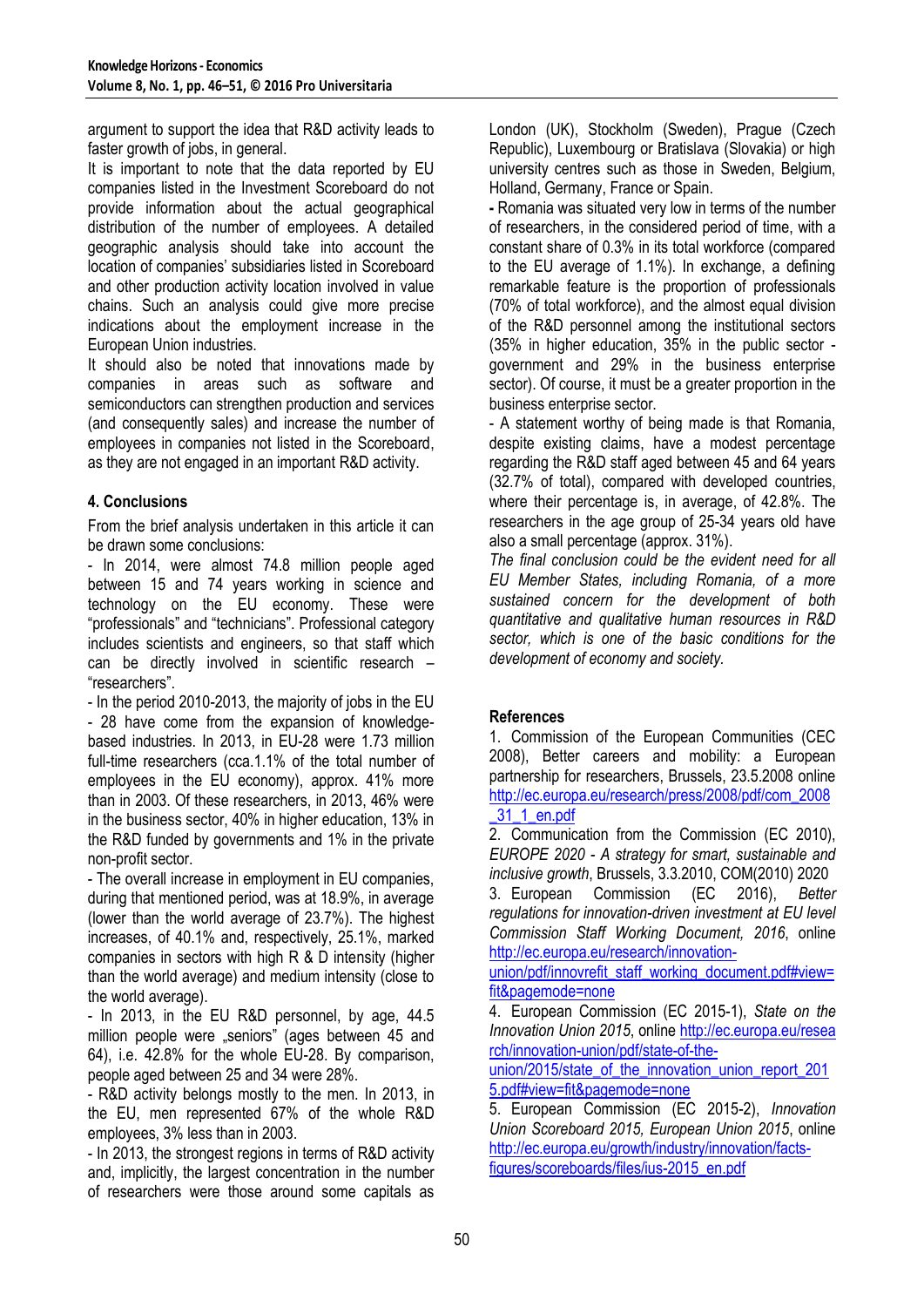argument to support the idea that R&D activity leads to faster growth of jobs, in general.

It is important to note that the data reported by EU companies listed in the Investment Scoreboard do not provide information about the actual geographical distribution of the number of employees. A detailed geographic analysis should take into account the location of companies' subsidiaries listed in Scoreboard and other production activity location involved in value chains. Such an analysis could give more precise indications about the employment increase in the European Union industries.

It should also be noted that innovations made by companies in areas such as software and semiconductors can strengthen production and services (and consequently sales) and increase the number of employees in companies not listed in the Scoreboard, as they are not engaged in an important R&D activity.

## 4. Conclusions

From the brief analysis undertaken in this article it can be drawn some conclusions:

- In 2014, were almost 74.8 million people aged between 15 and 74 years working in science and technology on the EU economy. These were "professionals" and "technicians". Professional category includes scientists and engineers, so that staff which can be directly involved in scientific research – "researchers".
- In the period 2010-2013, the majority of jobs in the EU - 28 have come from the expansion of knowledge-based industries. In 2013, in EU-28 were 1.73 million full-time researchers (cca.1.1% of the total number of employees in the EU economy), approx. 41% more than in 2003. Of these researchers, in 2013, 46% were in the business sector, 40% in higher education, 13% in the R&D funded by governments and 1% in the private non-profit sector.
- The overall increase in employment in EU companies, during that mentioned period, was at 18.9%, in average (lower than the world average of 23.7%). The highest increases, of 40.1% and, respectively, 25.1%, marked companies in sectors with high R & D intensity (higher than the world average) and medium intensity (close to the world average).
- In 2013, in the EU R&D personnel, by age, 44.5 million people were „seniors" (ages between 45 and 64), i.e. 42.8% for the whole EU-28. By comparison, people aged between 25 and 34 were 28%.
- R&D activity belongs mostly to the men. In 2013, in the EU, men represented 67% of the whole R&D employees, 3% less than in 2003.
- In 2013, the strongest regions in terms of R&D activity and, implicitly, the largest concentration in the number of researchers were those around some capitals as London (UK), Stockholm (Sweden), Prague (Czech Republic), Luxembourg or Bratislava (Slovakia) or high university centres such as those in Sweden, Belgium, Holland, Germany, France or Spain.
- Romania was situated very low in terms of the number of researchers, in the considered period of time, with a constant share of 0.3% in its total workforce (compared to the EU average of 1.1%). In exchange, a defining remarkable feature is the proportion of professionals (70% of total workforce), and the almost equal division of the R&D personnel among the institutional sectors (35% in higher education, 35% in the public sector - government and 29% in the business enterprise sector). Of course, it must be a greater proportion in the business enterprise sector.
- A statement worthy of being made is that Romania, despite existing claims, have a modest percentage regarding the R&D staff aged between 45 and 64 years (32.7% of total), compared with developed countries, where their percentage is, in average, of 42.8%. The researchers in the age group of 25-34 years old have also a small percentage (approx. 31%).

*The final conclusion could be the evident need for all EU Member States, including Romania, of a more sustained concern for the development of both quantitative and qualitative human resources in R&D sector, which is one of the basic conditions for the development of economy and society.*

## References

1. Commission of the European Communities (CEC 2008), Better careers and mobility: a European partnership for researchers, Brussels, 23.5.2008 online http://ec.europa.eu/research/press/2008/pdf/com_2008_31_1_en.pdf
2. Communication from the Commission (EC 2010), *EUROPE 2020 - A strategy for smart, sustainable and inclusive growth*, Brussels, 3.3.2010, COM(2010) 2020
3. European Commission (EC 2016), *Better regulations for innovation-driven investment at EU level Commission Staff Working Document, 2016*, online http://ec.europa.eu/research/innovation-union/pdf/innovrefit_staff_working_document.pdf#view=fit&pagemode=none
4. European Commission (EC 2015-1), *State on the Innovation Union 2015*, online http://ec.europa.eu/research/innovation-union/pdf/state-of-the-union/2015/state_of_the_innovation_union_report_2015.pdf#view=fit&pagemode=none
5. European Commission (EC 2015-2), *Innovation Union Scoreboard 2015, European Union 2015*, online http://ec.europa.eu/growth/industry/innovation/facts-figures/scoreboards/files/ius-2015_en.pdf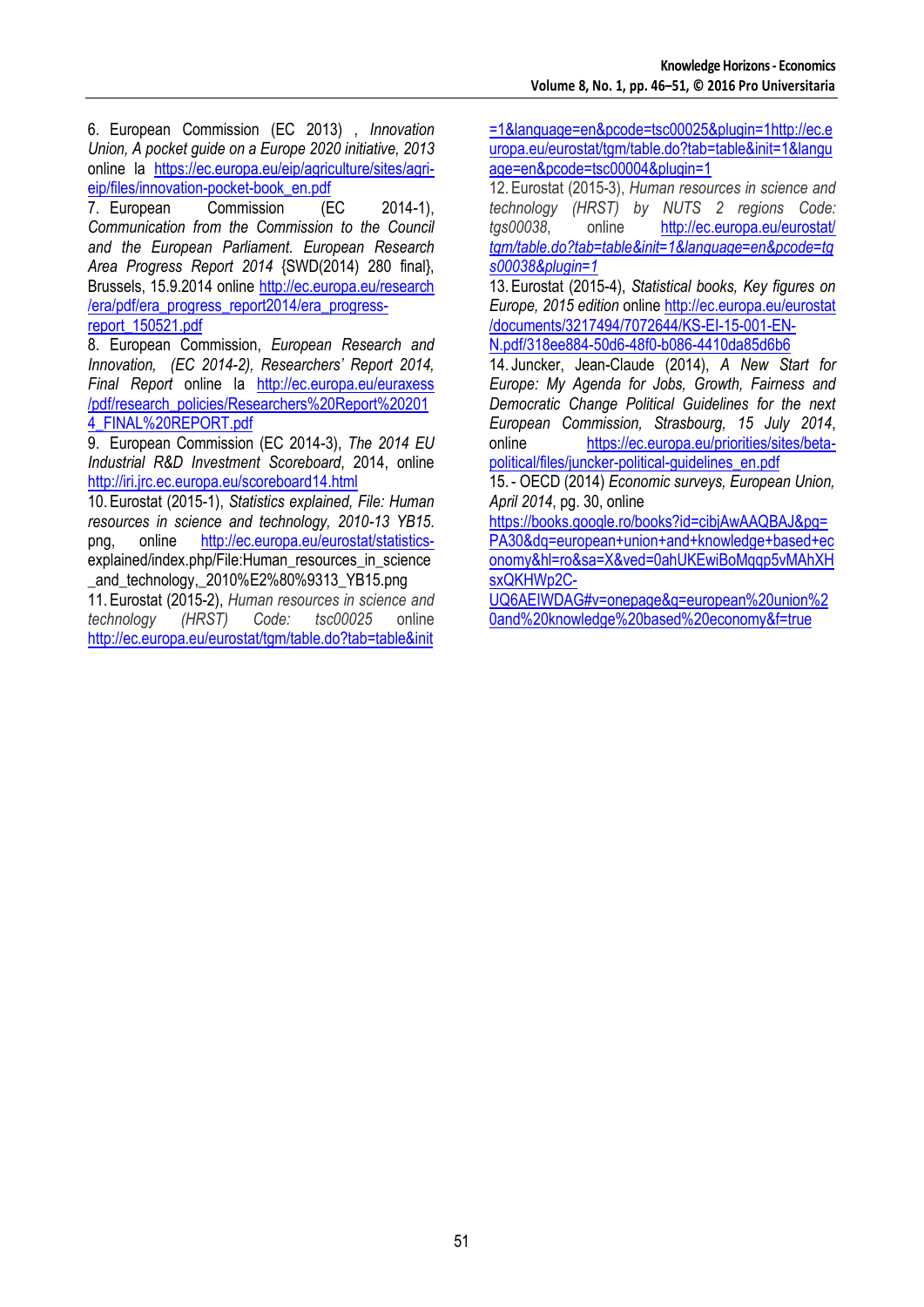6. European Commission (EC 2013) , *Innovation Union, A pocket guide on a Europe 2020 initiative, 2013* online la https://ec.europa.eu/eip/agriculture/sites/agri-eip/files/innovation-pocket-book_en.pdf

7. European Commission (EC 2014-1), *Communication from the Commission to the Council and the European Parliament. European Research Area Progress Report 2014* {SWD(2014) 280 final}, Brussels, 15.9.2014 online http://ec.europa.eu/research/era/pdf/era_progress_report2014/era_progress-report_150521.pdf

8. European Commission, *European Research and Innovation, (EC 2014-2), Researchers' Report 2014, Final Report* online la http://ec.europa.eu/euraxess/pdf/research_policies/Researchers%20Report%202014_FINAL%20REPORT.pdf

9. European Commission (EC 2014-3), *The 2014 EU Industrial R&D Investment Scoreboard*, 2014, online http://iri.jrc.ec.europa.eu/scoreboard14.html

10. Eurostat (2015-1), *Statistics explained, File: Human resources in science and technology, 2010-13 YB15.* png, online http://ec.europa.eu/eurostat/statistics-explained/index.php/File:Human_resources_in_science_and_technology,_2010%E2%80%9313_YB15.png

11. Eurostat (2015-2), *Human resources in science and technology (HRST) Code: tsc00025* online http://ec.europa.eu/eurostat/tgm/table.do?tab=table&init=1&language=en&pcode=tsc00025&plugin=1http://ec.europa.eu/eurostat/tgm/table.do?tab=table&init=1&language=en&pcode=tsc00004&plugin=1

12. Eurostat (2015-3), *Human resources in science and technology (HRST) by NUTS 2 regions Code: tgs00038*, online http://ec.europa.eu/eurostat/tgm/table.do?tab=table&init=1&language=en&pcode=tgs00038&plugin=1

13. Eurostat (2015-4), *Statistical books, Key figures on Europe, 2015 edition* online http://ec.europa.eu/eurostat/documents/3217494/7072644/KS-EI-15-001-EN-N.pdf/318ee884-50d6-48f0-b086-4410da85d6b6

14. Juncker, Jean-Claude (2014), *A New Start for Europe: My Agenda for Jobs, Growth, Fairness and Democratic Change Political Guidelines for the next European Commission, Strasbourg, 15 July 2014*, online https://ec.europa.eu/priorities/sites/beta-political/files/juncker-political-guidelines_en.pdf

15. - OECD (2014) *Economic surveys, European Union, April 2014*, pg. 30, online https://books.google.ro/books?id=cibjAwAAQBAJ&pg=PA30&dq=european+union+and+knowledge+based+economy&hl=ro&sa=X&ved=0ahUKEwiBoMqgp5vMAhXHsxQKHWp2C-UQ6AEIWDAG#v=onepage&q=european%20union%20and%20knowledge%20based%20economy&f=true